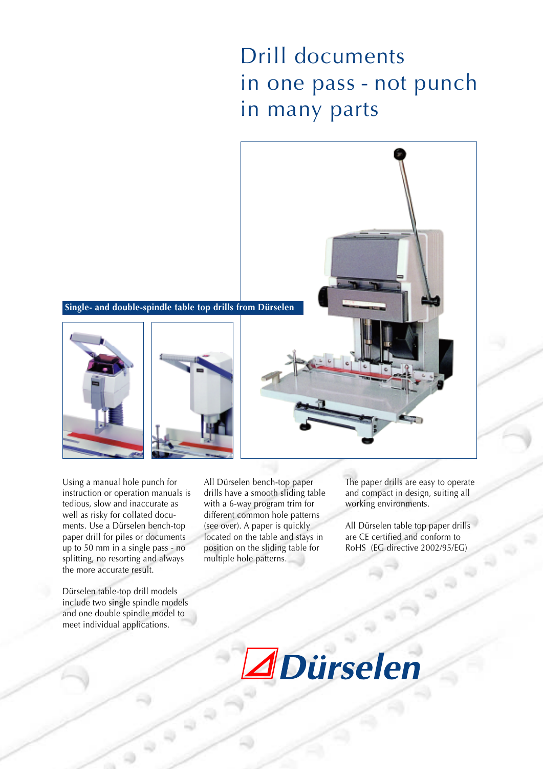# Drill documents in one pass - not punch in many parts

**Single- and double-spindle table top drills from Dürselen**

Using a manual hole punch for instruction or operation manuals is tedious, slow and inaccurate as well as risky for collated documents. Use a Dürselen bench-top paper drill for piles or documents up to 50 mm in a single pass - no splitting, no resorting and always the more accurate result.

Dürselen table-top drill models include two single spindle models and one double spindle model to meet individual applications.

All Dürselen bench-top paper drills have a smooth sliding table with a 6-way program trim for different common hole patterns (see over). A paper is quickly located on the table and stays in position on the sliding table for multiple hole patterns.

The paper drills are easy to operate and compact in design, suiting all working environments.

All Dürselen table top paper drills are CE certified and conform to RoHS (EG directive 2002/95/EG)

Dürselen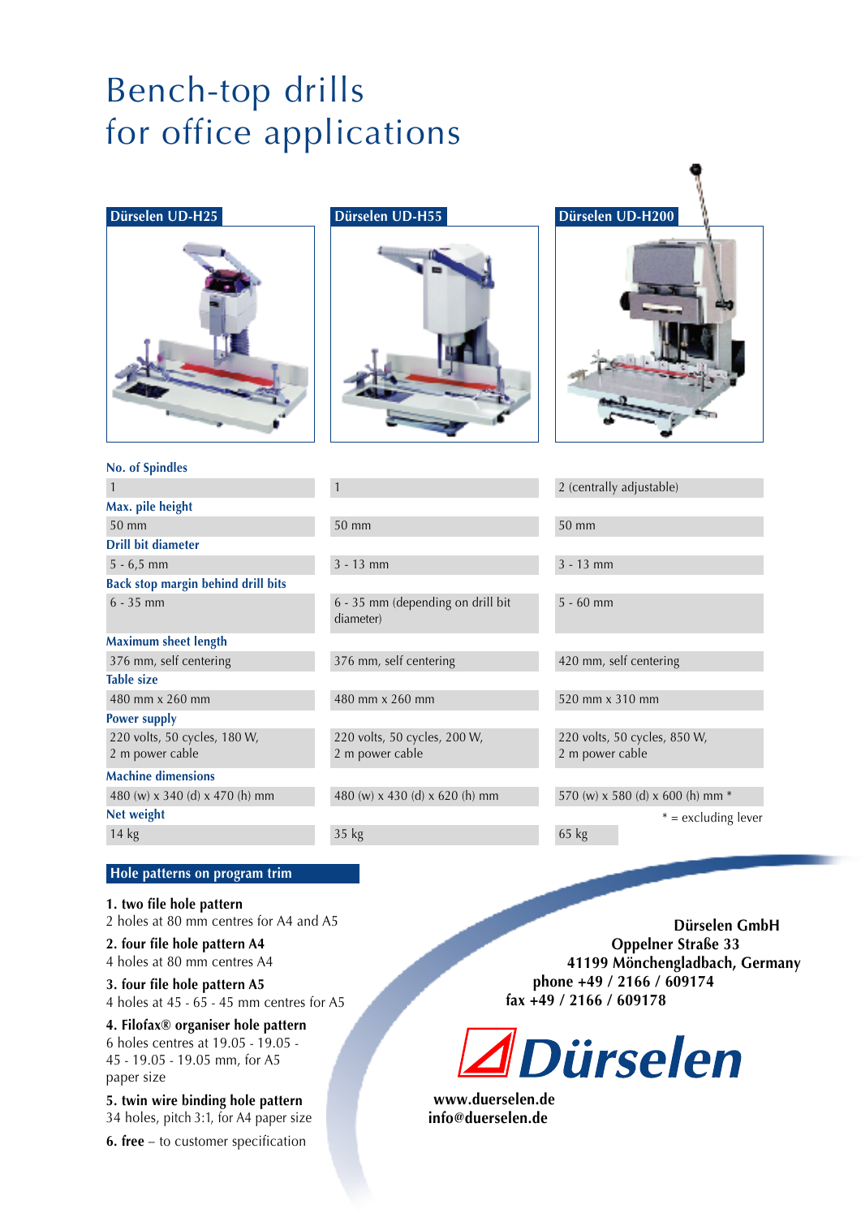# Bench-top drills for office applications

| | Dürselen UD-H25 | Dürselen UD-H55 | Dürselen UD-H200 |
|---|---|---|---|
| **No. of Spindles** | 1 | 1 | 2 (centrally adjustable) |
| **Max. pile height** | 50 mm | 50 mm | 50 mm |
| **Drill bit diameter** | 5 - 6,5 mm | 3 - 13 mm | 3 - 13 mm |
| **Back stop margin behind drill bits** | 6 - 35 mm | 6 - 35 mm (depending on drill bit diameter) | 5 - 60 mm |
| **Maximum sheet length** | 376 mm, self centering | 376 mm, self centering | 420 mm, self centering |
| **Table size** | 480 mm x 260 mm | 480 mm x 260 mm | 520 mm x 310 mm |
| **Power supply** | 220 volts, 50 cycles, 180 W, 2 m power cable | 220 volts, 50 cycles, 200 W, 2 m power cable | 220 volts, 50 cycles, 850 W, 2 m power cable |
| **Machine dimensions** | 480 (w) x 340 (d) x 470 (h) mm | 480 (w) x 430 (d) x 620 (h) mm | 570 (w) x 580 (d) x 600 (h) mm * |
| **Net weight** | 14 kg | 35 kg | 65 kg |

* = excluding lever

## Hole patterns on program trim

**1. two file hole pattern**
2 holes at 80 mm centres for A4 and A5

**2. four file hole pattern A4**
4 holes at 80 mm centres A4

**3. four file hole pattern A5**
4 holes at 45 - 65 - 45 mm centres for A5

**4. Filofax® organiser hole pattern**
6 holes centres at 19.05 - 19.05 - 45 - 19.05 - 19.05 mm, for A5 paper size

**5. twin wire binding hole pattern**
34 holes, pitch 3:1, for A4 paper size

**6. free** – to customer specification

**Dürselen GmbH**
**Oppelner Straße 33**
**41199 Mönchengladbach, Germany**
**phone +49 / 2166 / 609174**
**fax +49 / 2166 / 609178**

**Dürselen**

**www.duerselen.de**
**info@duerselen.de**